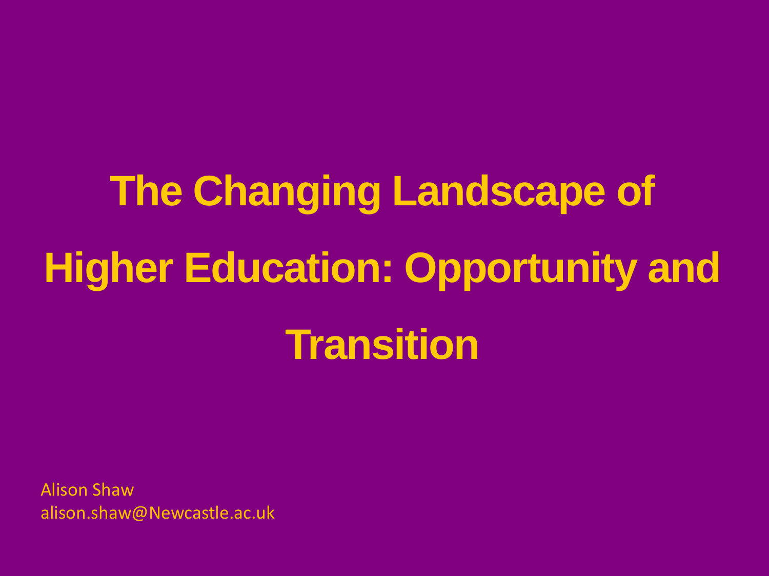# The Changing Landscape of Higher Education: Opportunity and Transition

Alison Shaw
alison.shaw@Newcastle.ac.uk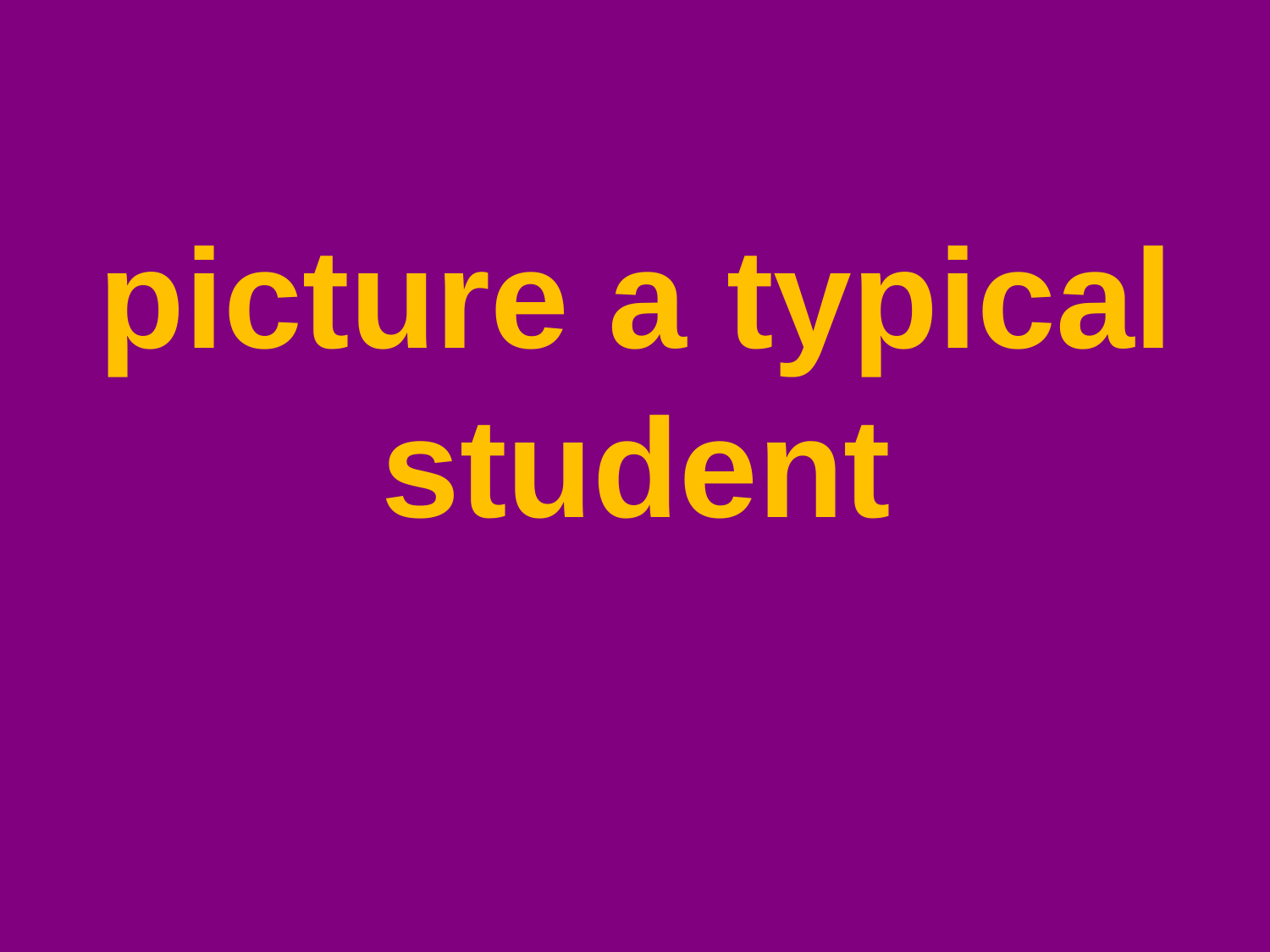# picture a typical student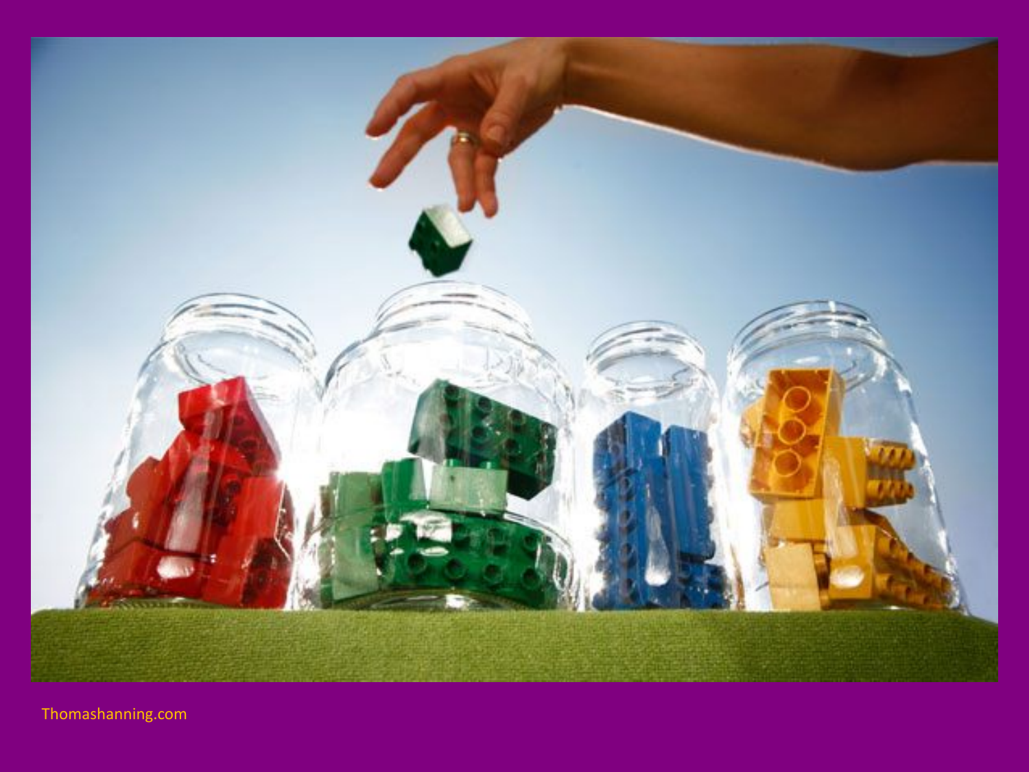Thomashanning.com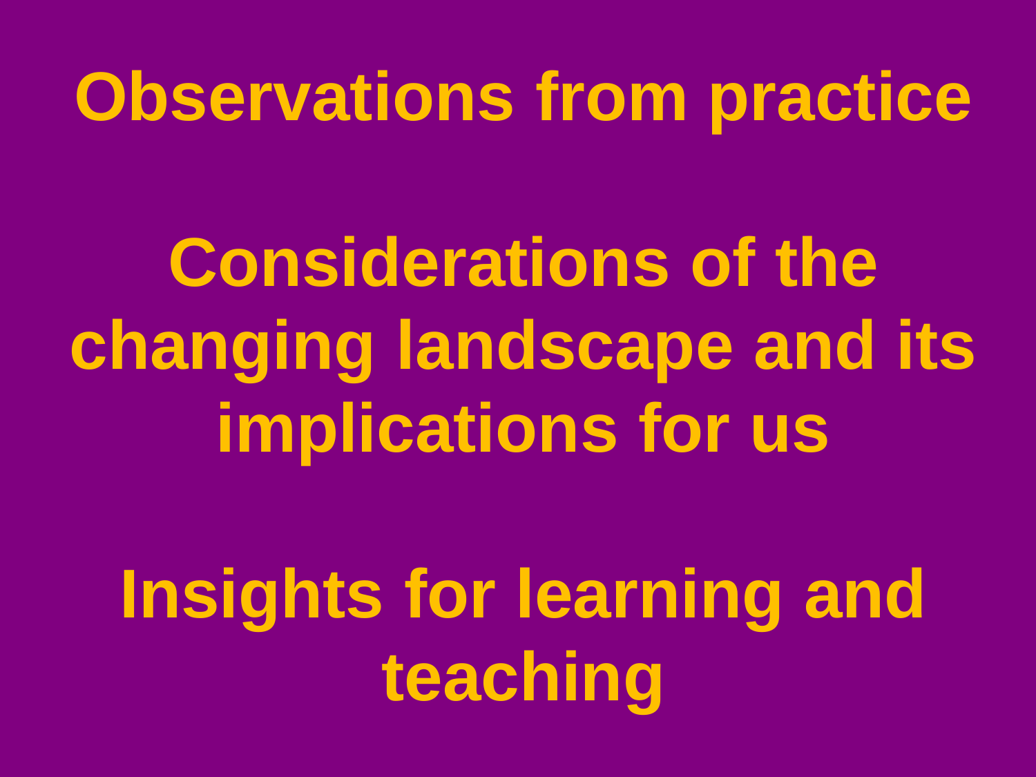# Observations from practice

# Considerations of the changing landscape and its implications for us

# Insights for learning and teaching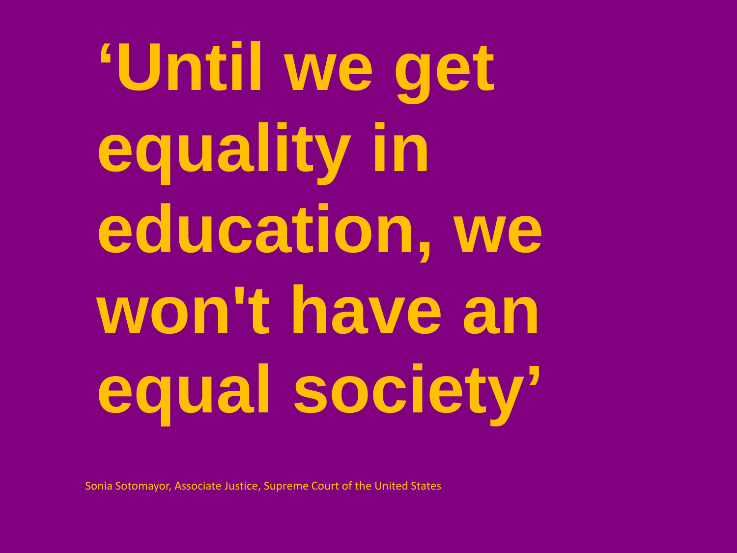# ‘Until we get equality in education, we won't have an equal society’

Sonia Sotomayor, Associate Justice, Supreme Court of the United States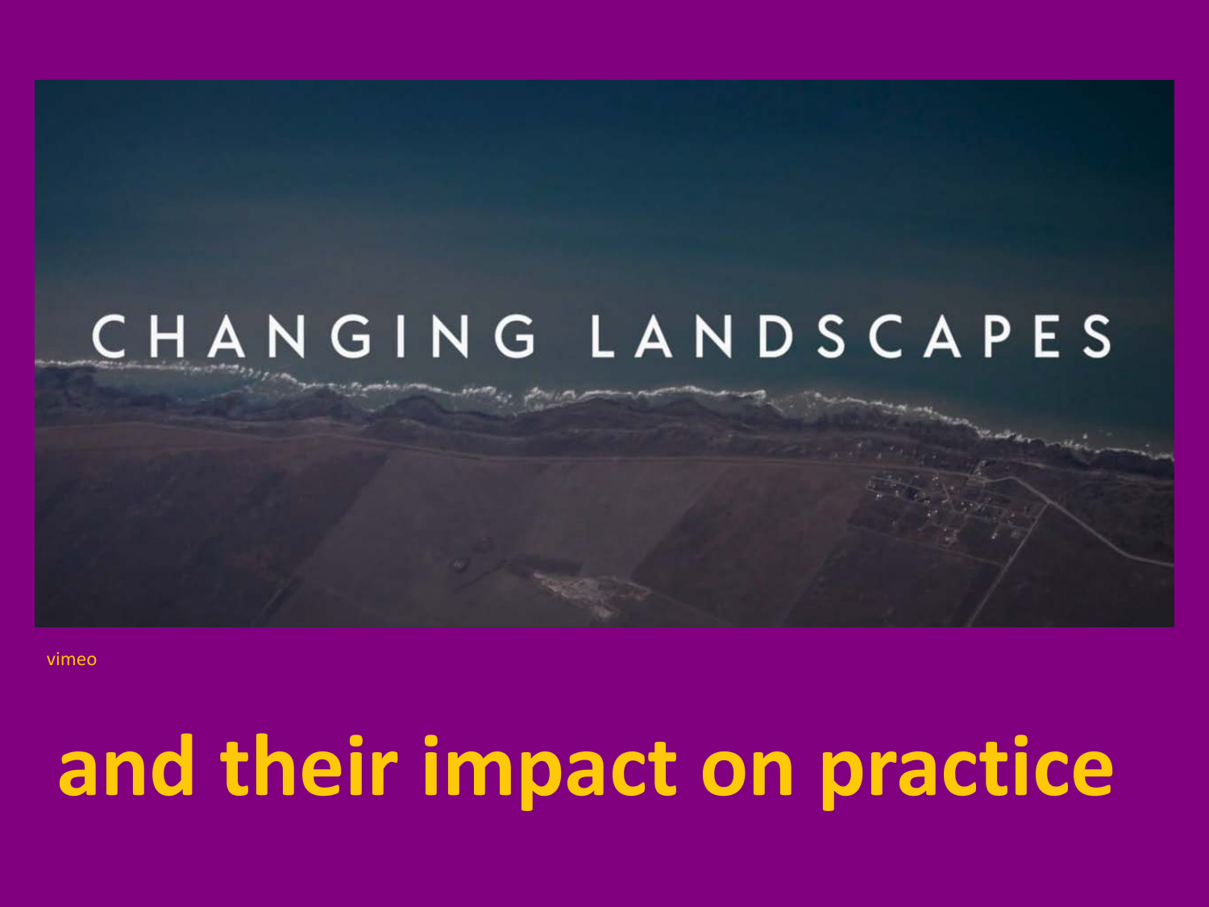CHANGING LANDSCAPES

vimeo

# and their impact on practice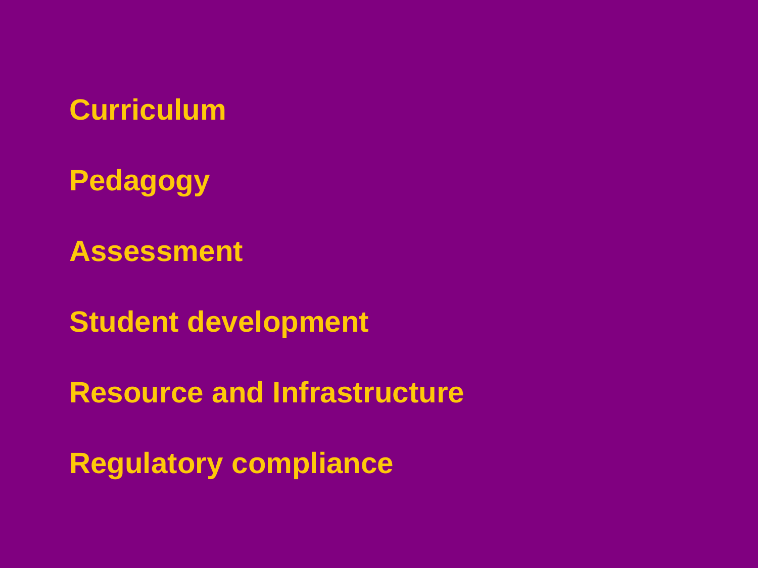**Curriculum**

**Pedagogy**

**Assessment**

**Student development**

**Resource and Infrastructure**

**Regulatory compliance**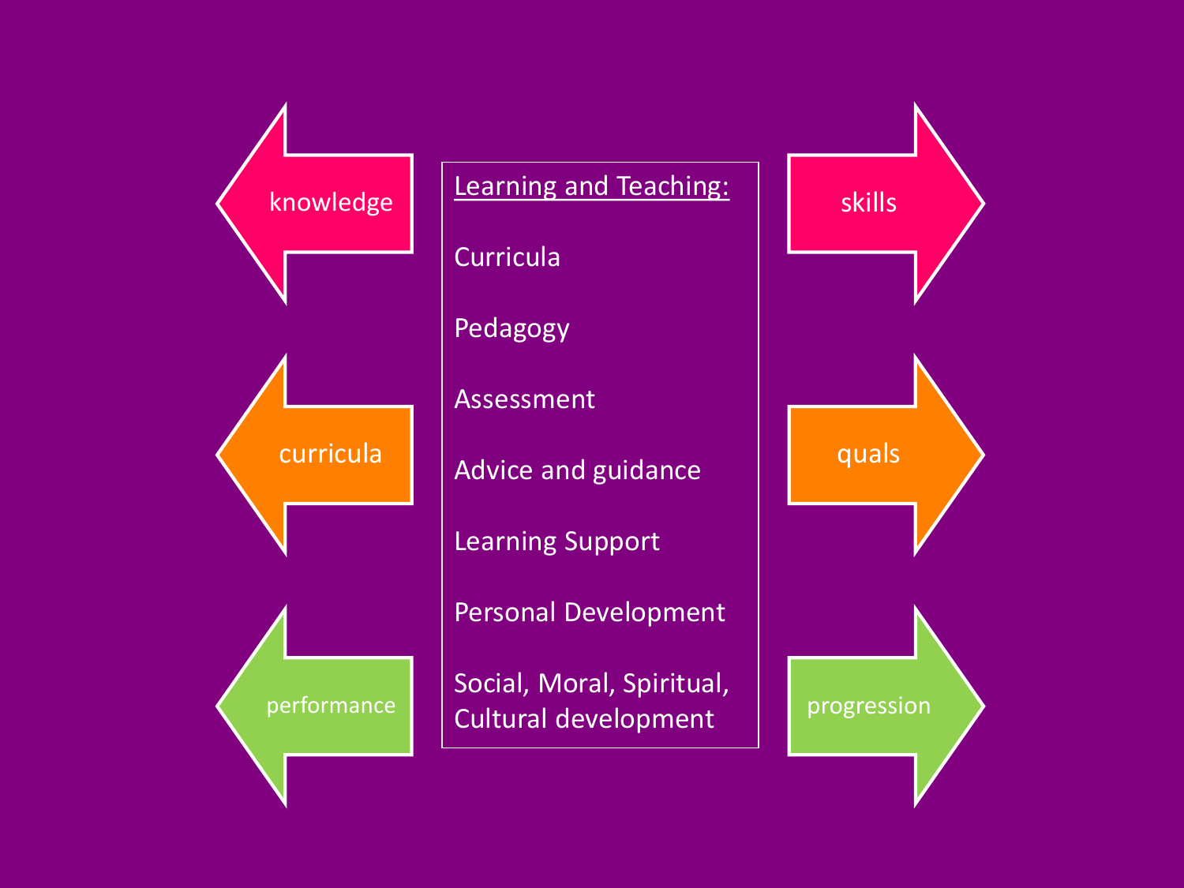knowledge

curricula

performance

**Learning and Teaching:**

- Curricula
- Pedagogy
- Assessment
- Advice and guidance
- Learning Support
- Personal Development
- Social, Moral, Spiritual, Cultural development

skills

quals

progression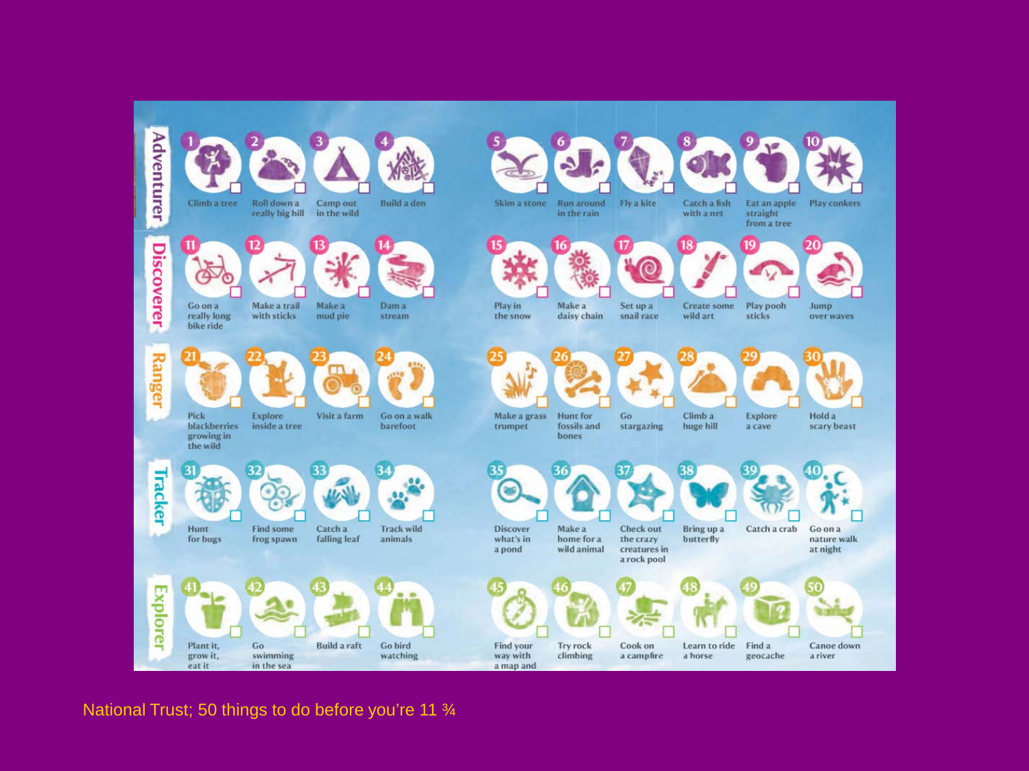## Adventurer

1. Climb a tree
2. Roll down a really big hill
3. Camp out in the wild
4. Build a den
5. Skim a stone
6. Run around in the rain
7. Fly a kite
8. Catch a fish with a net
9. Eat an apple straight from a tree
10. Play conkers

## Discoverer

11. Go on a really long bike ride
12. Make a trail with sticks
13. Make a mud pie
14. Dam a stream
15. Play in the snow
16. Make a daisy chain
17. Set up a snail race
18. Create some wild art
19. Play pooh sticks
20. Jump over waves

## Ranger

21. Pick blackberries growing in the wild
22. Explore inside a tree
23. Visit a farm
24. Go on a walk barefoot
25. Make a grass trumpet
26. Hunt for fossils and bones
27. Go stargazing
28. Climb a huge hill
29. Explore a cave
30. Hold a scary beast

## Tracker

31. Hunt for bugs
32. Find some frog spawn
33. Catch a falling leaf
34. Track wild animals
35. Discover what's in a pond
36. Make a home for a wild animal
37. Check out the crazy creatures in a rock pool
38. Bring up a butterfly
39. Catch a crab
40. Go on a nature walk at night

## Explorer

41. Plant it, grow it, eat it
42. Go swimming in the sea
43. Build a raft
44. Go bird watching
45. Find your way with a map and
46. Try rock climbing
47. Cook on a campfire
48. Learn to ride a horse
49. Find a geocache
50. Canoe down a river

National Trust; 50 things to do before you're 11 ¾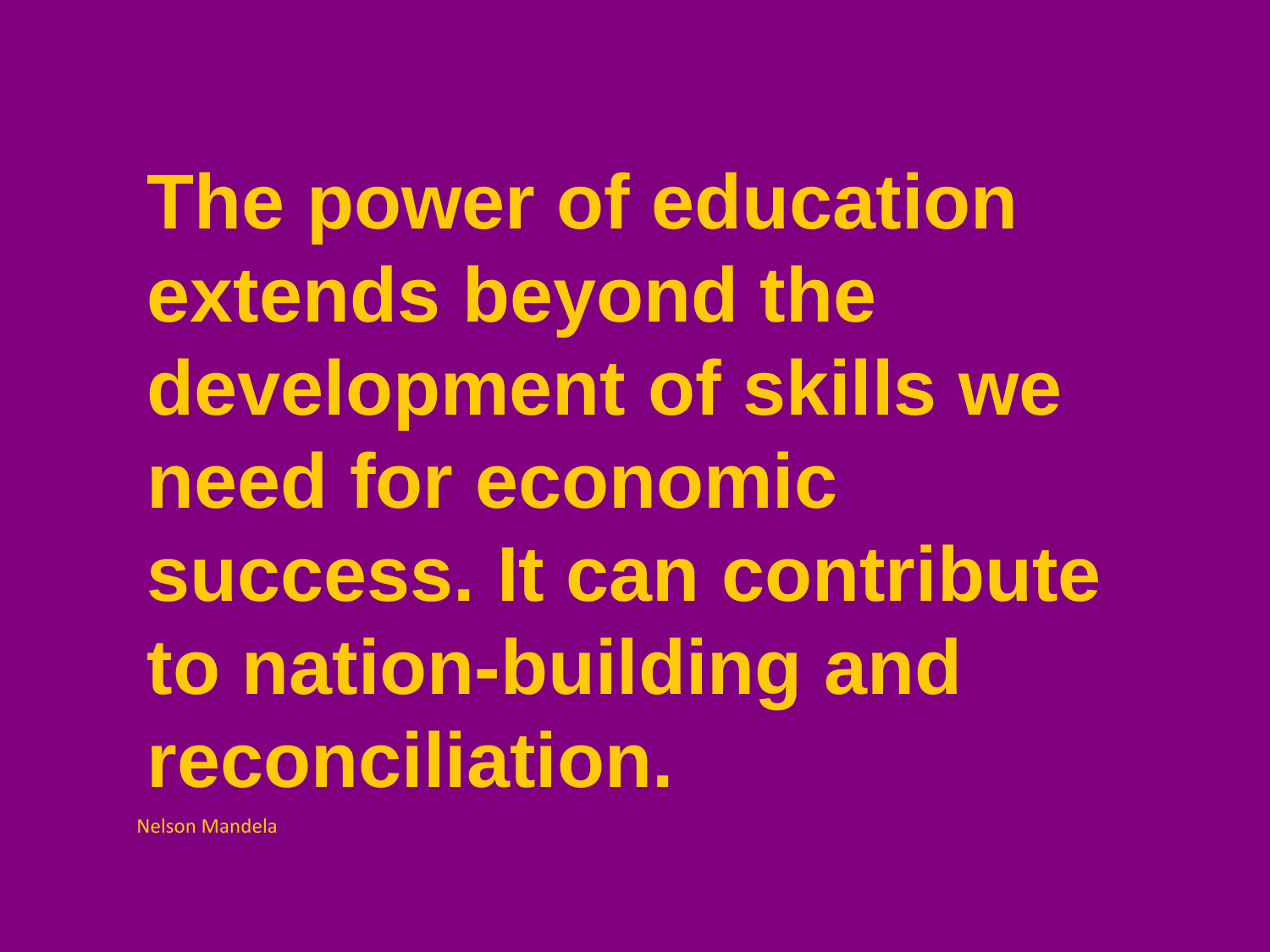**The power of education extends beyond the development of skills we need for economic success. It can contribute to nation-building and reconciliation.**

Nelson Mandela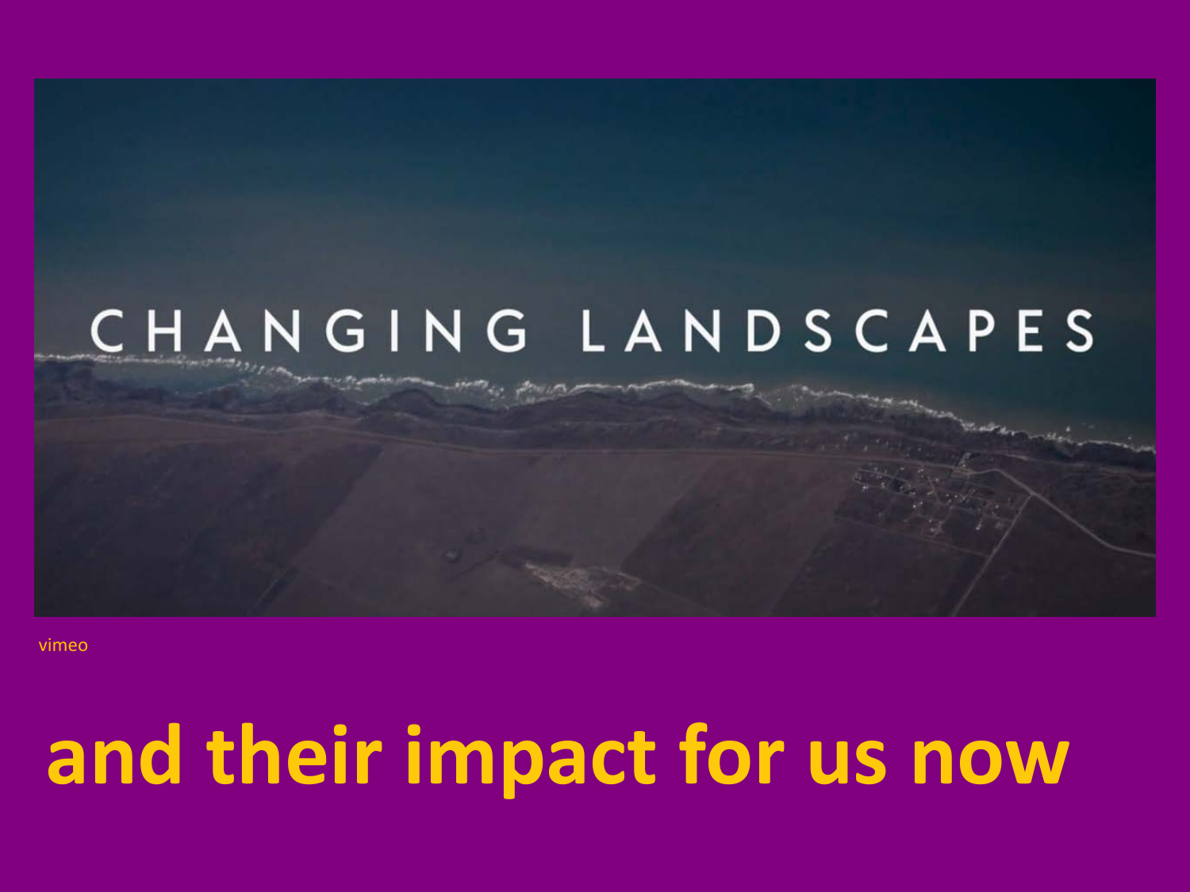CHANGING LANDSCAPES

vimeo

# and their impact for us now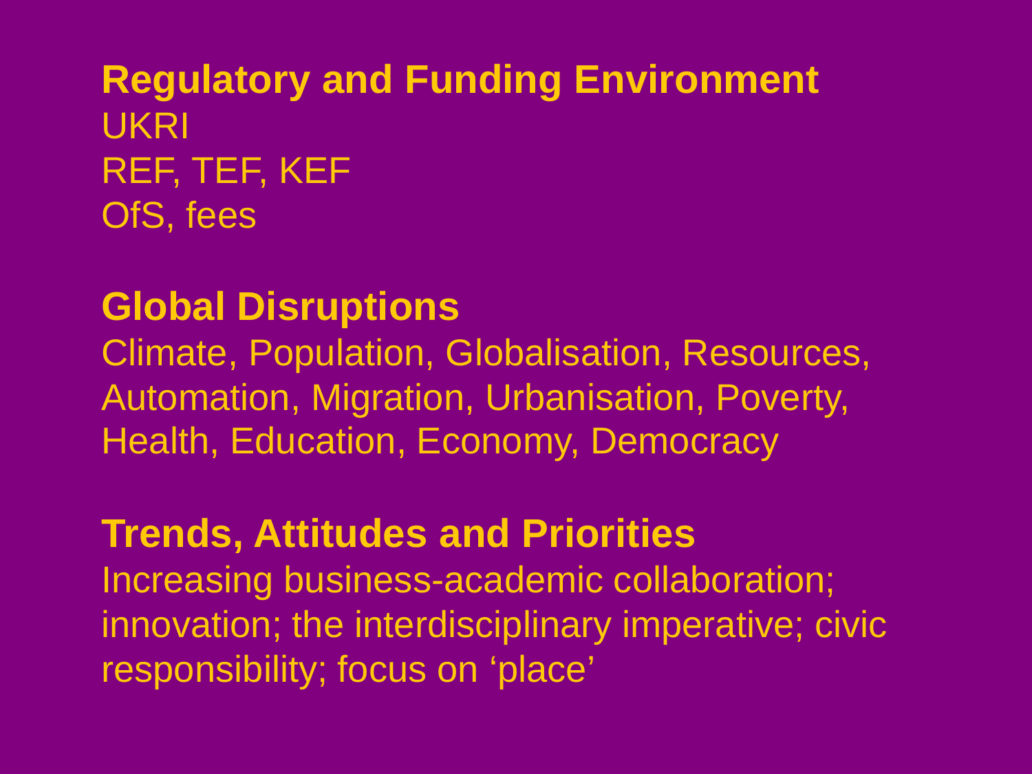## Regulatory and Funding Environment

UKRI
REF, TEF, KEF
OfS, fees

## Global Disruptions

Climate, Population, Globalisation, Resources, Automation, Migration, Urbanisation, Poverty, Health, Education, Economy, Democracy

## Trends, Attitudes and Priorities

Increasing business-academic collaboration; innovation; the interdisciplinary imperative; civic responsibility; focus on 'place'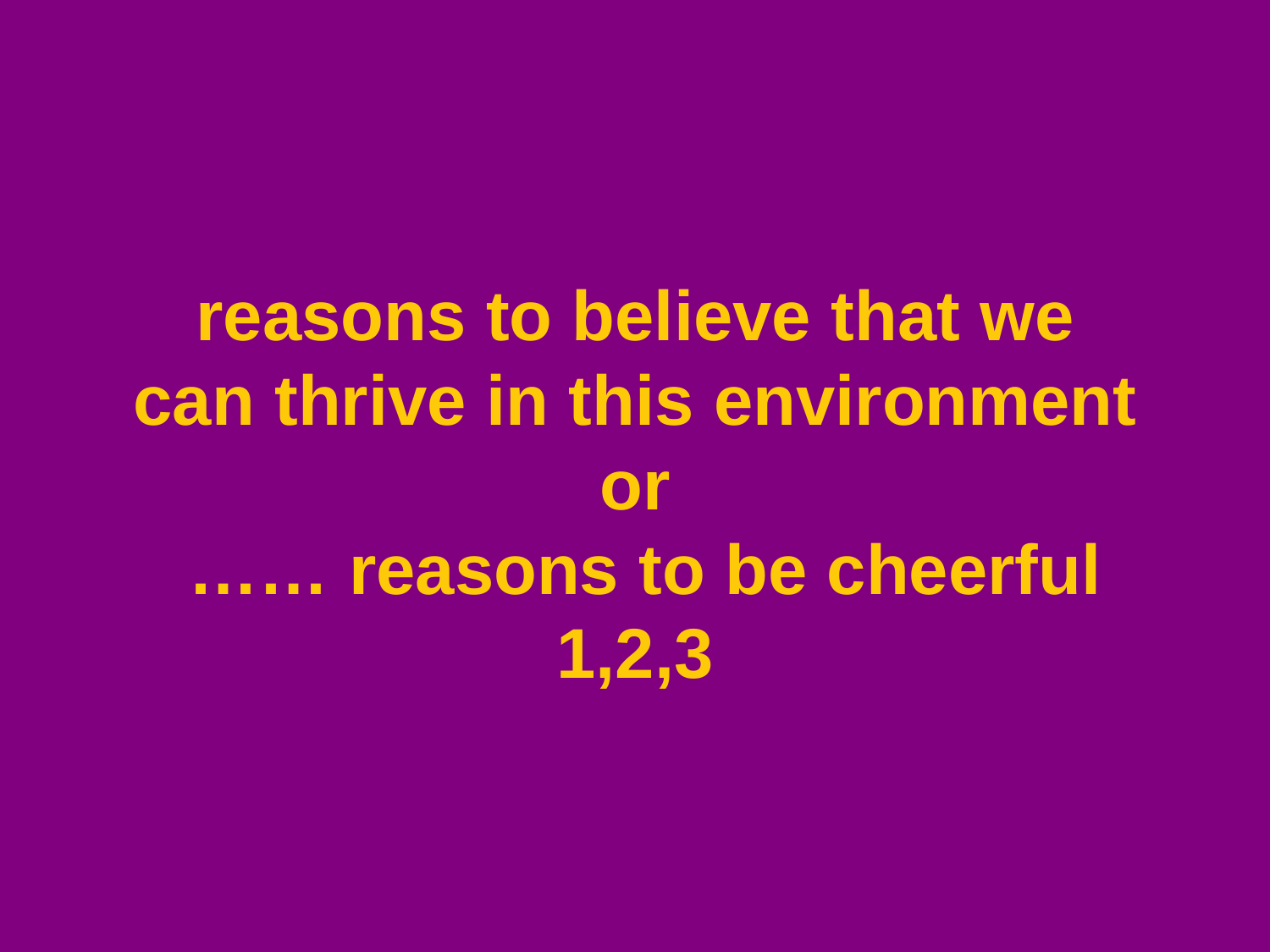# reasons to believe that we can thrive in this environment

# or

# …… reasons to be cheerful 1,2,3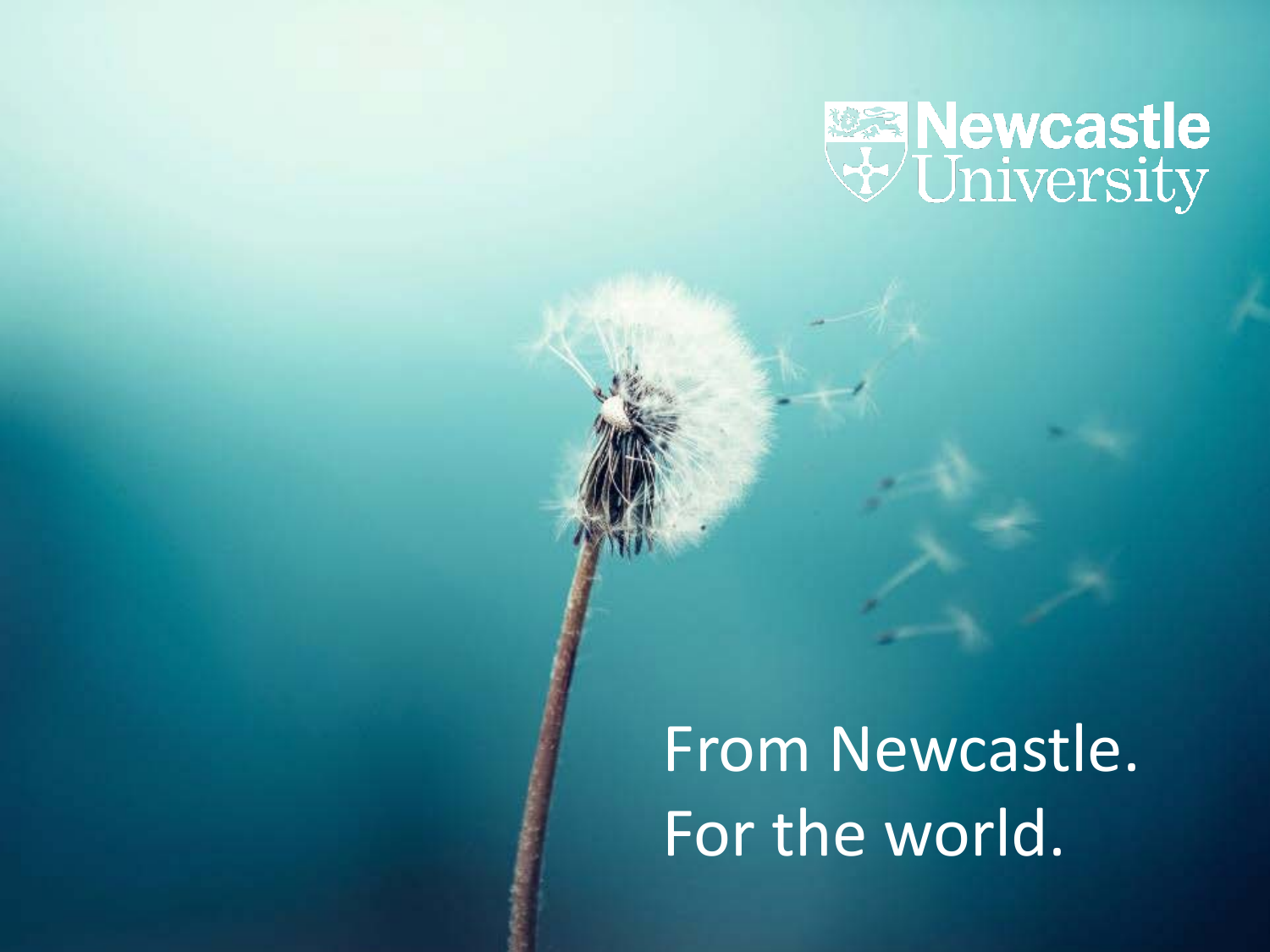Newcastle University

From Newcastle.
For the world.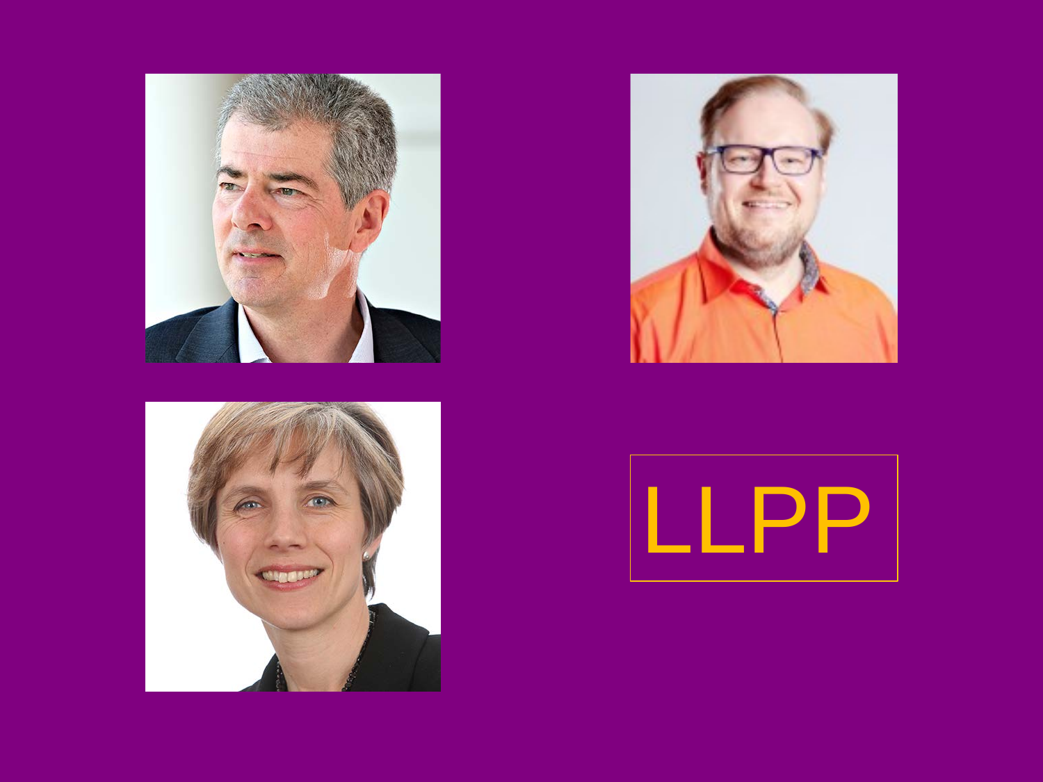LLPP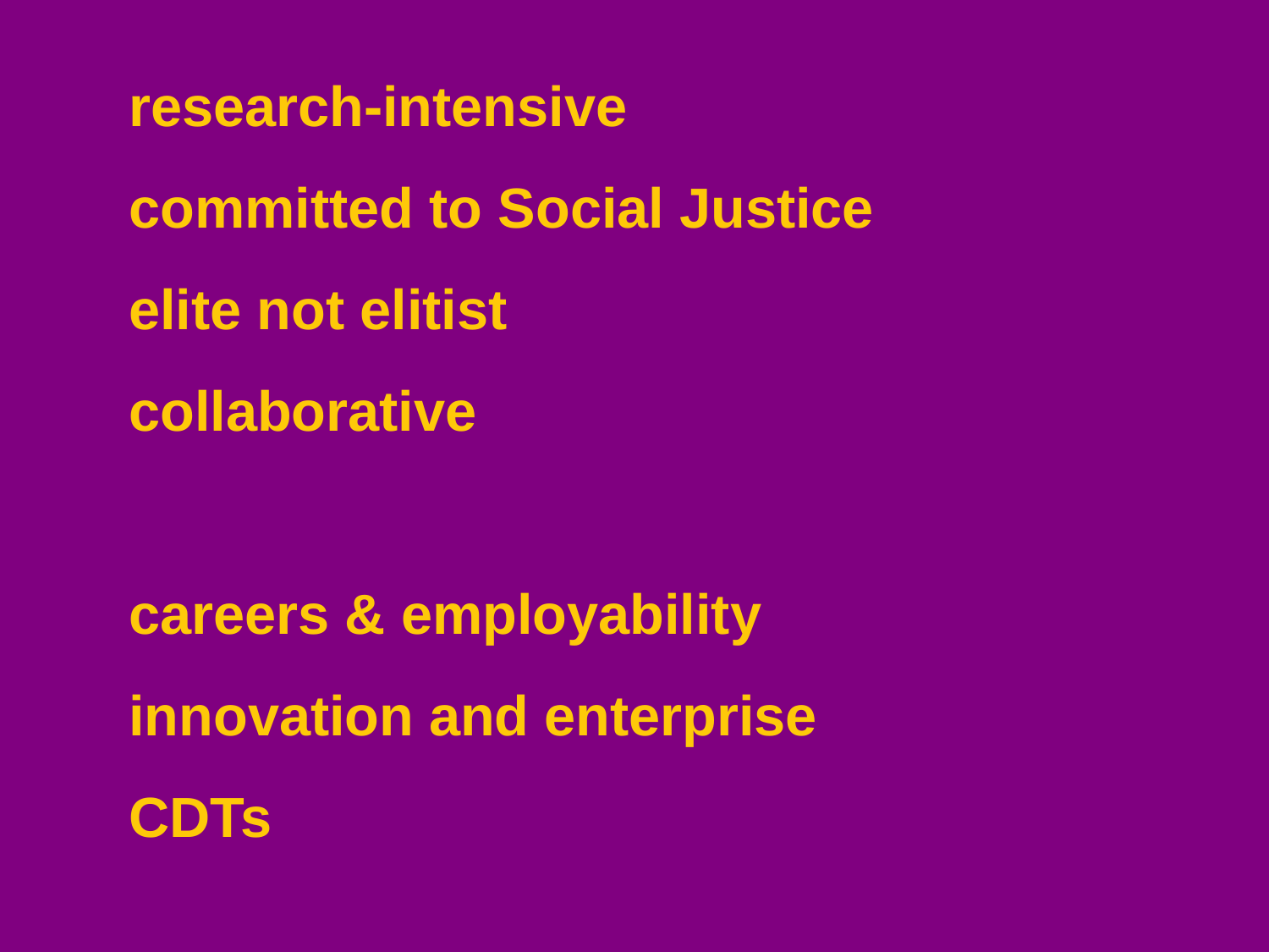research-intensive

committed to Social Justice

elite not elitist

collaborative

careers & employability

innovation and enterprise

CDTs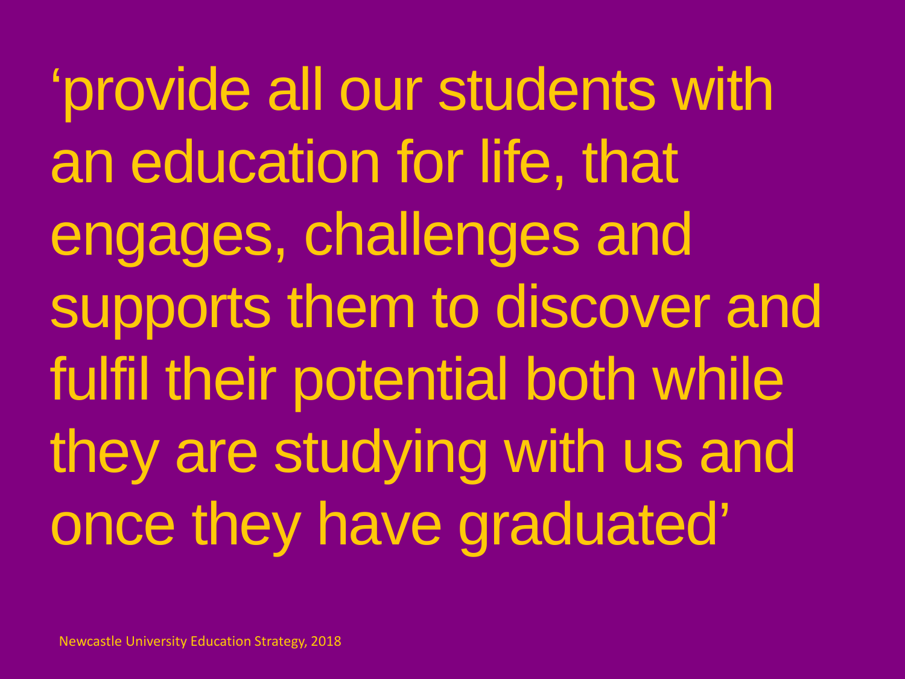‘provide all our students with an education for life, that engages, challenges and supports them to discover and fulfil their potential both while they are studying with us and once they have graduated’

Newcastle University Education Strategy, 2018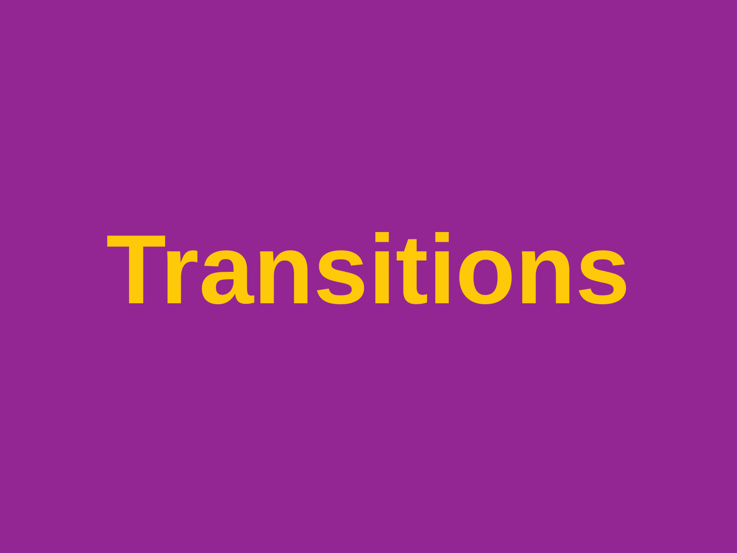# Transitions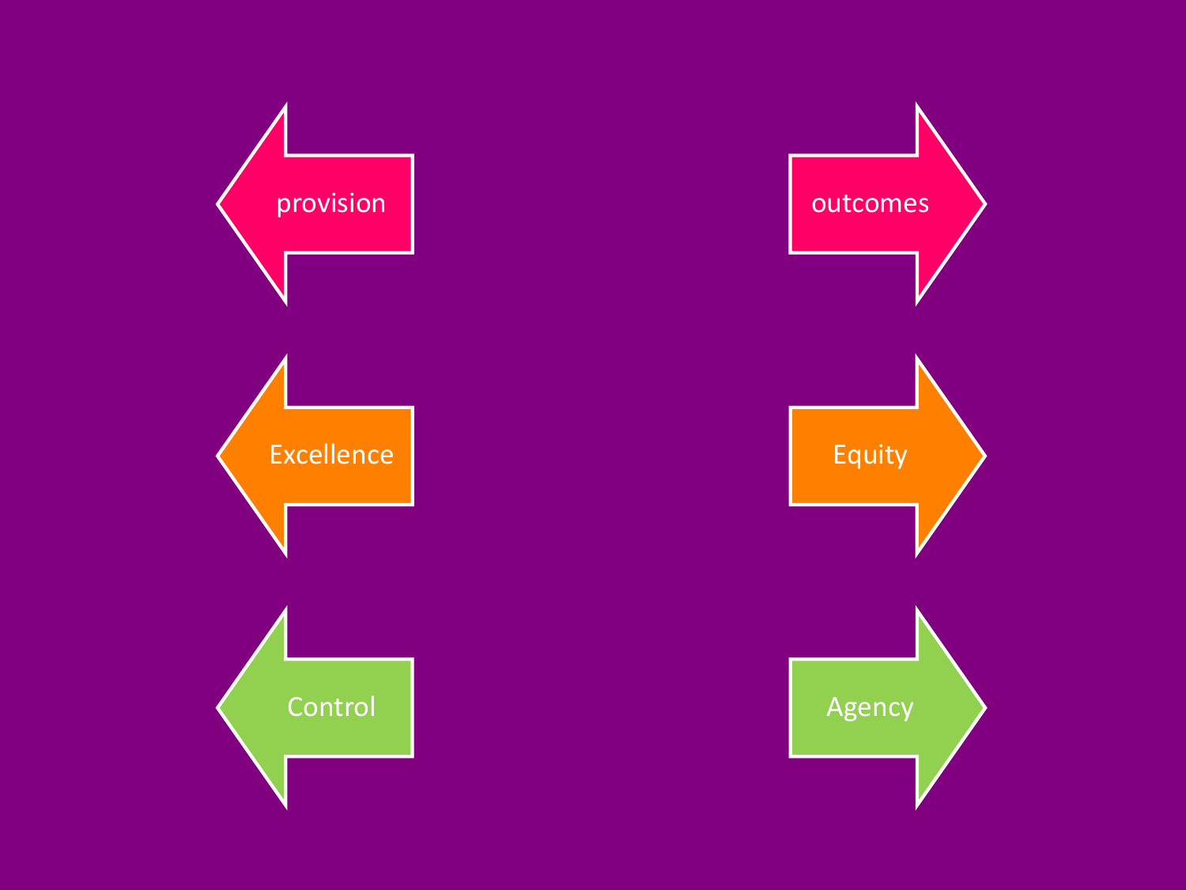provision

outcomes

Excellence

Equity

Control

Agency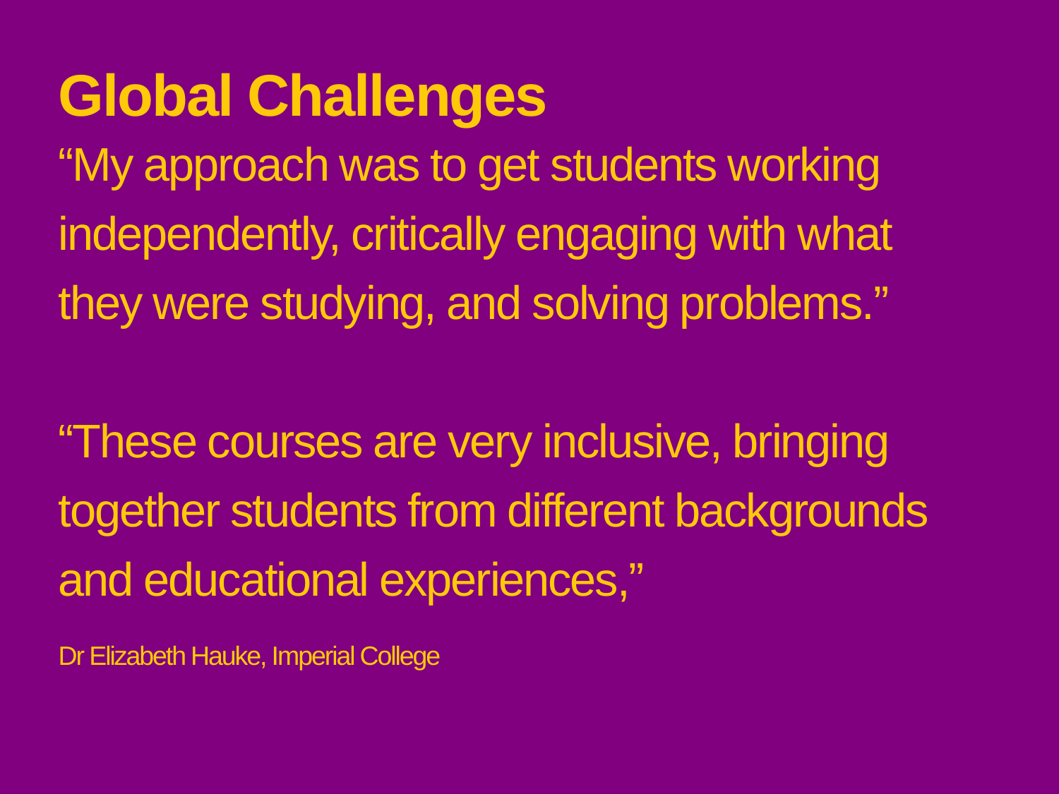# Global Challenges

"My approach was to get students working independently, critically engaging with what they were studying, and solving problems."

"These courses are very inclusive, bringing together students from different backgrounds and educational experiences,"

Dr Elizabeth Hauke, Imperial College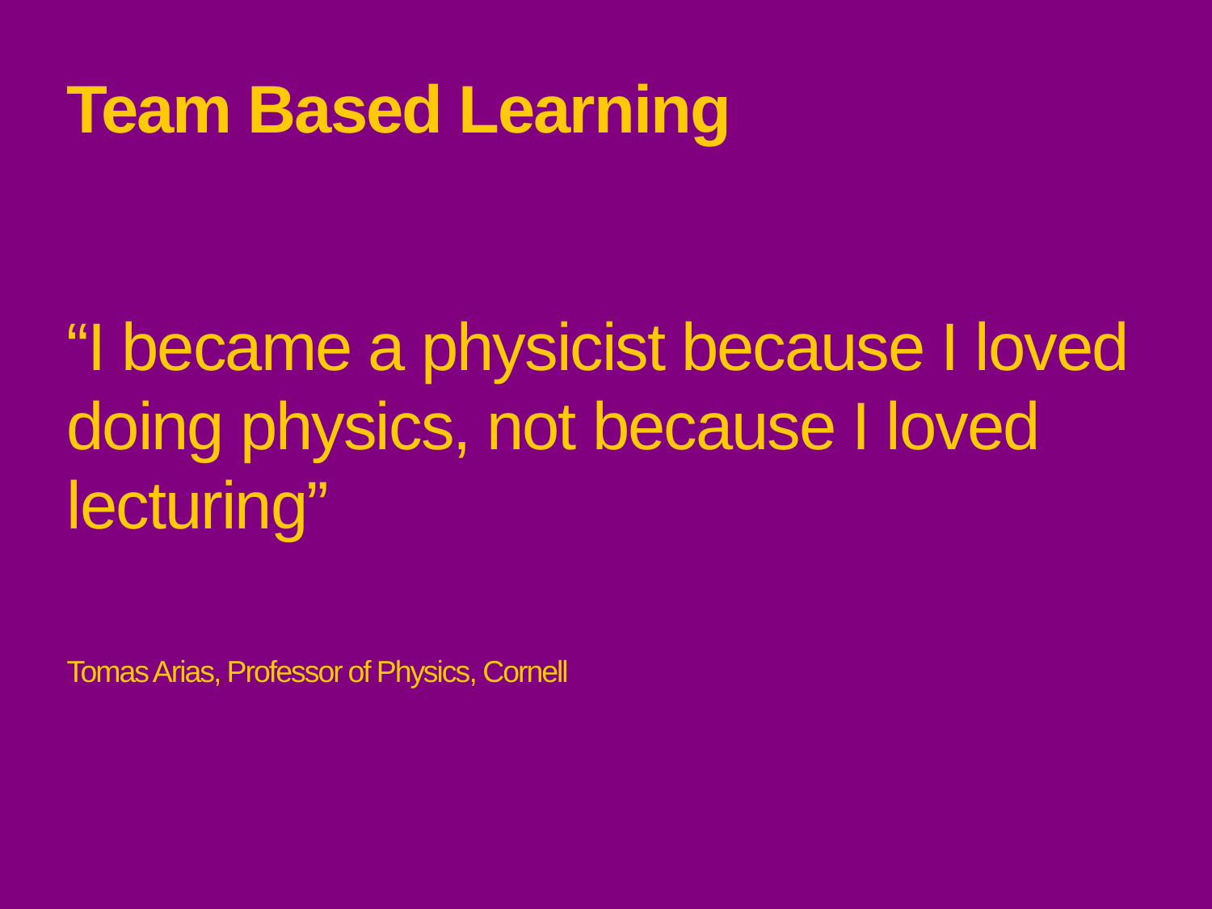# Team Based Learning

"I became a physicist because I loved doing physics, not because I loved lecturing"

Tomas Arias, Professor of Physics, Cornell